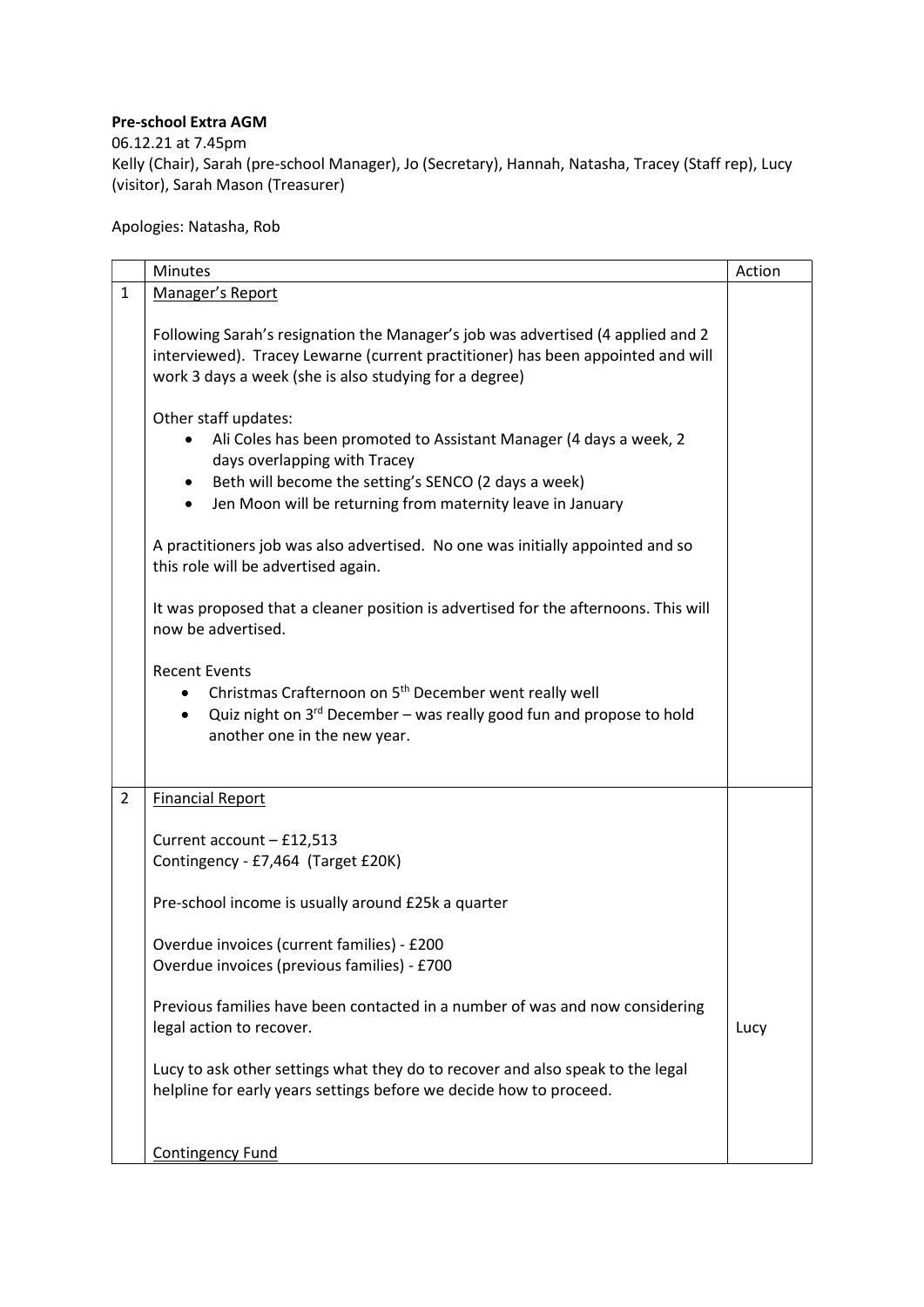**Pre-school Extra AGM**

06.12.21 at 7.45pm

Kelly (Chair), Sarah (pre-school Manager), Jo (Secretary), Hannah, Natasha, Tracey (Staff rep), Lucy (visitor), Sarah Mason (Treasurer)

Apologies: Natasha, Rob

| | Minutes | Action |
|---|---|---|
| 1 | Manager's Report<br><br>Following Sarah's resignation the Manager's job was advertised (4 applied and 2 interviewed). Tracey Lewarne (current practitioner) has been appointed and will work 3 days a week (she is also studying for a degree)<br><br>Other staff updates:<br>• Ali Coles has been promoted to Assistant Manager (4 days a week, 2 days overlapping with Tracey<br>• Beth will become the setting's SENCO (2 days a week)<br>• Jen Moon will be returning from maternity leave in January<br><br>A practitioners job was also advertised. No one was initially appointed and so this role will be advertised again.<br><br>It was proposed that a cleaner position is advertised for the afternoons. This will now be advertised.<br><br>Recent Events<br>• Christmas Crafternoon on 5th December went really well<br>• Quiz night on 3rd December – was really good fun and propose to hold another one in the new year. | |
| 2 | Financial Report<br><br>Current account – £12,513<br>Contingency - £7,464 (Target £20K)<br><br>Pre-school income is usually around £25k a quarter<br><br>Overdue invoices (current families) - £200<br>Overdue invoices (previous families) - £700<br><br>Previous families have been contacted in a number of was and now considering legal action to recover.<br><br>Lucy to ask other settings what they do to recover and also speak to the legal helpline for early years settings before we decide how to proceed.<br><br>Contingency Fund | Lucy |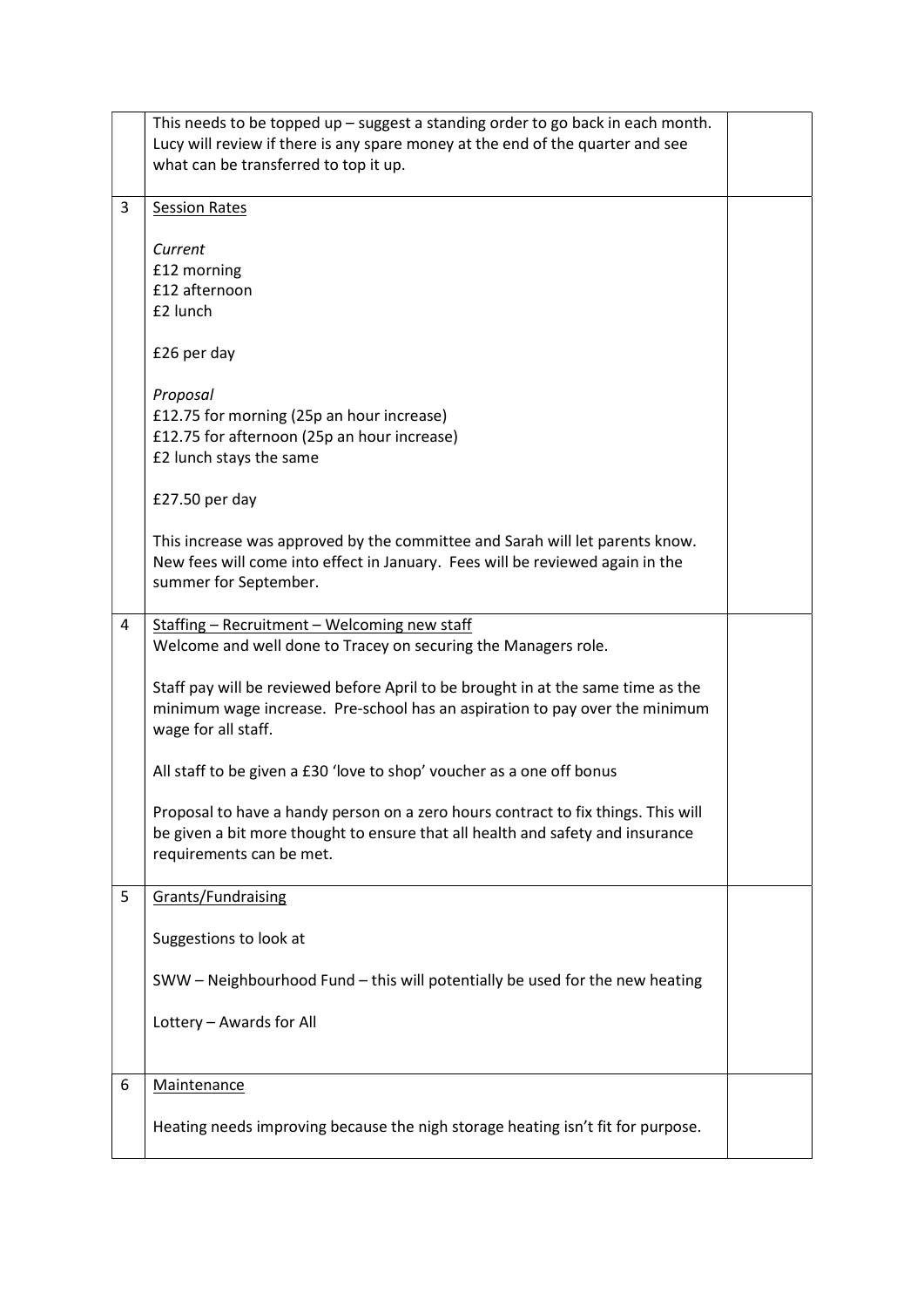| | | |
|---|---|---|
| | This needs to be topped up – suggest a standing order to go back in each month. Lucy will review if there is any spare money at the end of the quarter and see what can be transferred to top it up. | |
| 3 | <u>Session Rates</u><br><br>*Current*<br>£12 morning<br>£12 afternoon<br>£2 lunch<br><br>£26 per day<br><br>*Proposal*<br>£12.75 for morning (25p an hour increase)<br>£12.75 for afternoon (25p an hour increase)<br>£2 lunch stays the same<br><br>£27.50 per day<br><br>This increase was approved by the committee and Sarah will let parents know. New fees will come into effect in January. Fees will be reviewed again in the summer for September. | |
| 4 | <u>Staffing – Recruitment – Welcoming new staff</u><br>Welcome and well done to Tracey on securing the Managers role.<br><br>Staff pay will be reviewed before April to be brought in at the same time as the minimum wage increase. Pre-school has an aspiration to pay over the minimum wage for all staff.<br><br>All staff to be given a £30 'love to shop' voucher as a one off bonus<br><br>Proposal to have a handy person on a zero hours contract to fix things. This will be given a bit more thought to ensure that all health and safety and insurance requirements can be met. | |
| 5 | <u>Grants/Fundraising</u><br><br>Suggestions to look at<br><br>SWW – Neighbourhood Fund – this will potentially be used for the new heating<br><br>Lottery – Awards for All | |
| 6 | <u>Maintenance</u><br><br>Heating needs improving because the nigh storage heating isn't fit for purpose. | |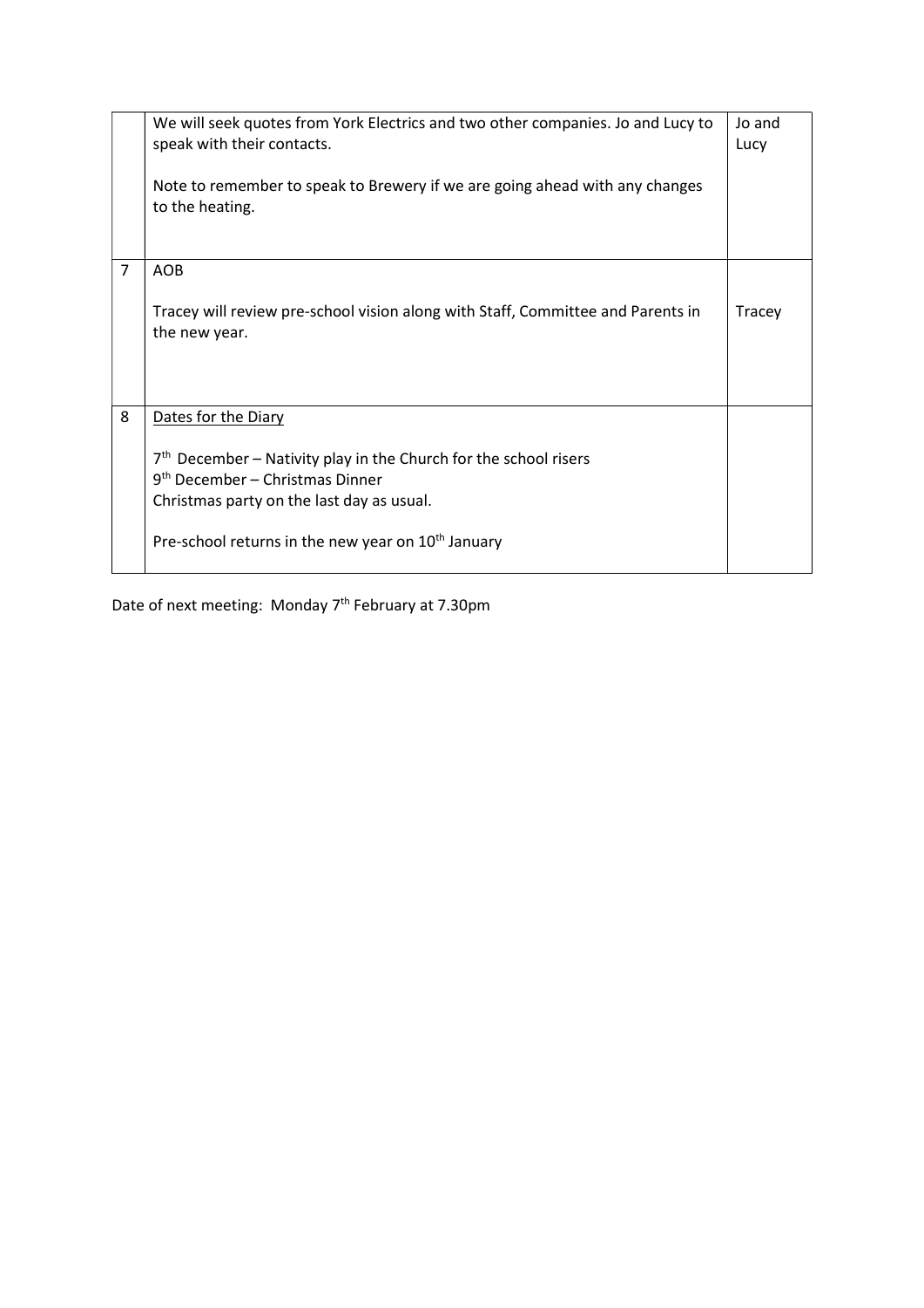| | | |
|---|---|---|
| | We will seek quotes from York Electrics and two other companies. Jo and Lucy to speak with their contacts.<br><br>Note to remember to speak to Brewery if we are going ahead with any changes to the heating. | Jo and Lucy |
| 7 | AOB<br><br>Tracey will review pre-school vision along with Staff, Committee and Parents in the new year. | Tracey |
| 8 | <u>Dates for the Diary</u><br><br>7th December – Nativity play in the Church for the school risers<br>9th December – Christmas Dinner<br>Christmas party on the last day as usual.<br><br>Pre-school returns in the new year on 10th January | |

Date of next meeting: Monday 7th February at 7.30pm